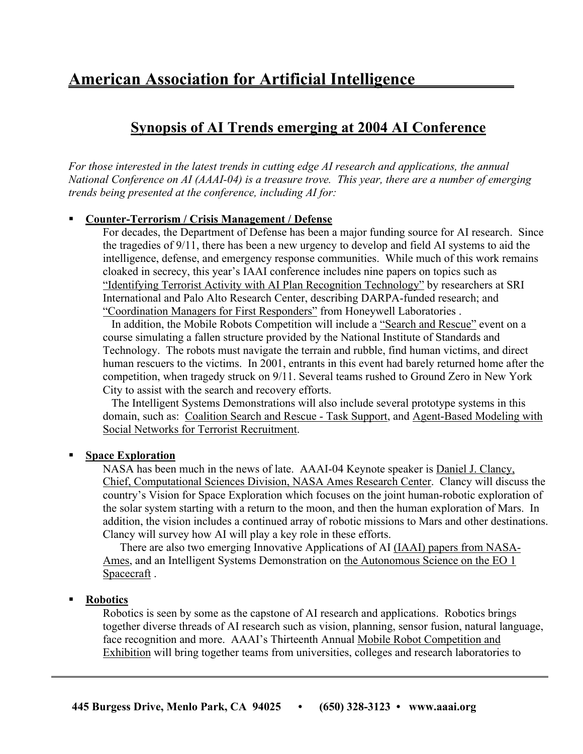# American Association for Artificial Intelligence

## Synopsis of AI Trends emerging at 2004 AI Conference

*For those interested in the latest trends in cutting edge AI research and applications, the annual National Conference on AI (AAAI-04) is a treasure trove. This year, there are a number of emerging trends being presented at the conference, including AI for:*

- **Counter-Terrorism / Crisis Management / Defense**

  For decades, the Department of Defense has been a major funding source for AI research. Since the tragedies of 9/11, there has been a new urgency to develop and field AI systems to aid the intelligence, defense, and emergency response communities. While much of this work remains cloaked in secrecy, this year's IAAI conference includes nine papers on topics such as "Identifying Terrorist Activity with AI Plan Recognition Technology" by researchers at SRI International and Palo Alto Research Center, describing DARPA-funded research; and "Coordination Managers for First Responders" from Honeywell Laboratories .

  In addition, the Mobile Robots Competition will include a "Search and Rescue" event on a course simulating a fallen structure provided by the National Institute of Standards and Technology. The robots must navigate the terrain and rubble, find human victims, and direct human rescuers to the victims. In 2001, entrants in this event had barely returned home after the competition, when tragedy struck on 9/11. Several teams rushed to Ground Zero in New York City to assist with the search and recovery efforts.

  The Intelligent Systems Demonstrations will also include several prototype systems in this domain, such as: Coalition Search and Rescue - Task Support, and Agent-Based Modeling with Social Networks for Terrorist Recruitment.

- **Space Exploration**

  NASA has been much in the news of late. AAAI-04 Keynote speaker is Daniel J. Clancy, Chief, Computational Sciences Division, NASA Ames Research Center. Clancy will discuss the country's Vision for Space Exploration which focuses on the joint human-robotic exploration of the solar system starting with a return to the moon, and then the human exploration of Mars. In addition, the vision includes a continued array of robotic missions to Mars and other destinations. Clancy will survey how AI will play a key role in these efforts.

  There are also two emerging Innovative Applications of AI (IAAI) papers from NASA-Ames, and an Intelligent Systems Demonstration on the Autonomous Science on the EO 1 Spacecraft .

- **Robotics**

  Robotics is seen by some as the capstone of AI research and applications. Robotics brings together diverse threads of AI research such as vision, planning, sensor fusion, natural language, face recognition and more. AAAI's Thirteenth Annual Mobile Robot Competition and Exhibition will bring together teams from universities, colleges and research laboratories to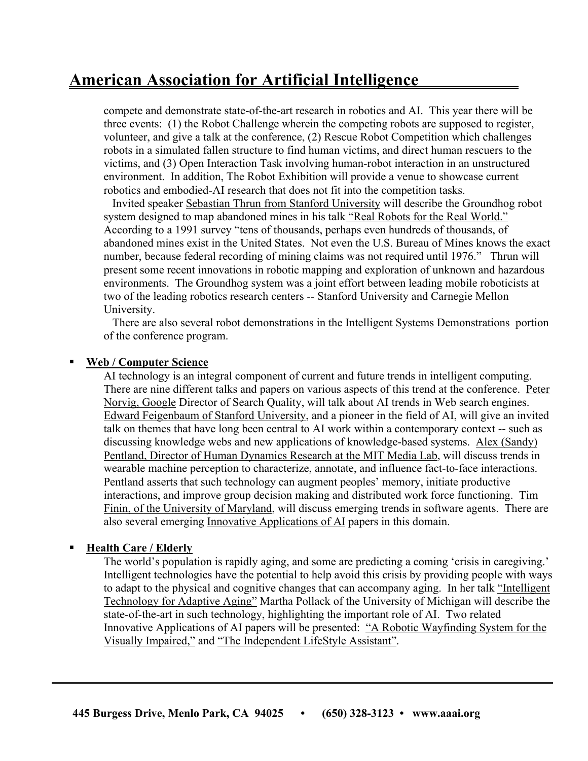compete and demonstrate state-of-the-art research in robotics and AI. This year there will be three events: (1) the Robot Challenge wherein the competing robots are supposed to register, volunteer, and give a talk at the conference, (2) Rescue Robot Competition which challenges robots in a simulated fallen structure to find human victims, and direct human rescuers to the victims, and (3) Open Interaction Task involving human-robot interaction in an unstructured environment. In addition, The Robot Exhibition will provide a venue to showcase current robotics and embodied-AI research that does not fit into the competition tasks.

Invited speaker Sebastian Thrun from Stanford University will describe the Groundhog robot system designed to map abandoned mines in his talk "Real Robots for the Real World." According to a 1991 survey "tens of thousands, perhaps even hundreds of thousands, of abandoned mines exist in the United States. Not even the U.S. Bureau of Mines knows the exact number, because federal recording of mining claims was not required until 1976." Thrun will present some recent innovations in robotic mapping and exploration of unknown and hazardous environments. The Groundhog system was a joint effort between leading mobile roboticists at two of the leading robotics research centers -- Stanford University and Carnegie Mellon University.

There are also several robot demonstrations in the Intelligent Systems Demonstrations portion of the conference program.

- **Web / Computer Science**

  AI technology is an integral component of current and future trends in intelligent computing. There are nine different talks and papers on various aspects of this trend at the conference. Peter Norvig, Google Director of Search Quality, will talk about AI trends in Web search engines. Edward Feigenbaum of Stanford University, and a pioneer in the field of AI, will give an invited talk on themes that have long been central to AI work within a contemporary context -- such as discussing knowledge webs and new applications of knowledge-based systems. Alex (Sandy) Pentland, Director of Human Dynamics Research at the MIT Media Lab, will discuss trends in wearable machine perception to characterize, annotate, and influence fact-to-face interactions. Pentland asserts that such technology can augment peoples' memory, initiate productive interactions, and improve group decision making and distributed work force functioning. Tim Finin, of the University of Maryland, will discuss emerging trends in software agents. There are also several emerging Innovative Applications of AI papers in this domain.

- **Health Care / Elderly**

  The world's population is rapidly aging, and some are predicting a coming 'crisis in caregiving.' Intelligent technologies have the potential to help avoid this crisis by providing people with ways to adapt to the physical and cognitive changes that can accompany aging. In her talk "Intelligent Technology for Adaptive Aging" Martha Pollack of the University of Michigan will describe the state-of-the-art in such technology, highlighting the important role of AI. Two related Innovative Applications of AI papers will be presented: "A Robotic Wayfinding System for the Visually Impaired," and "The Independent LifeStyle Assistant".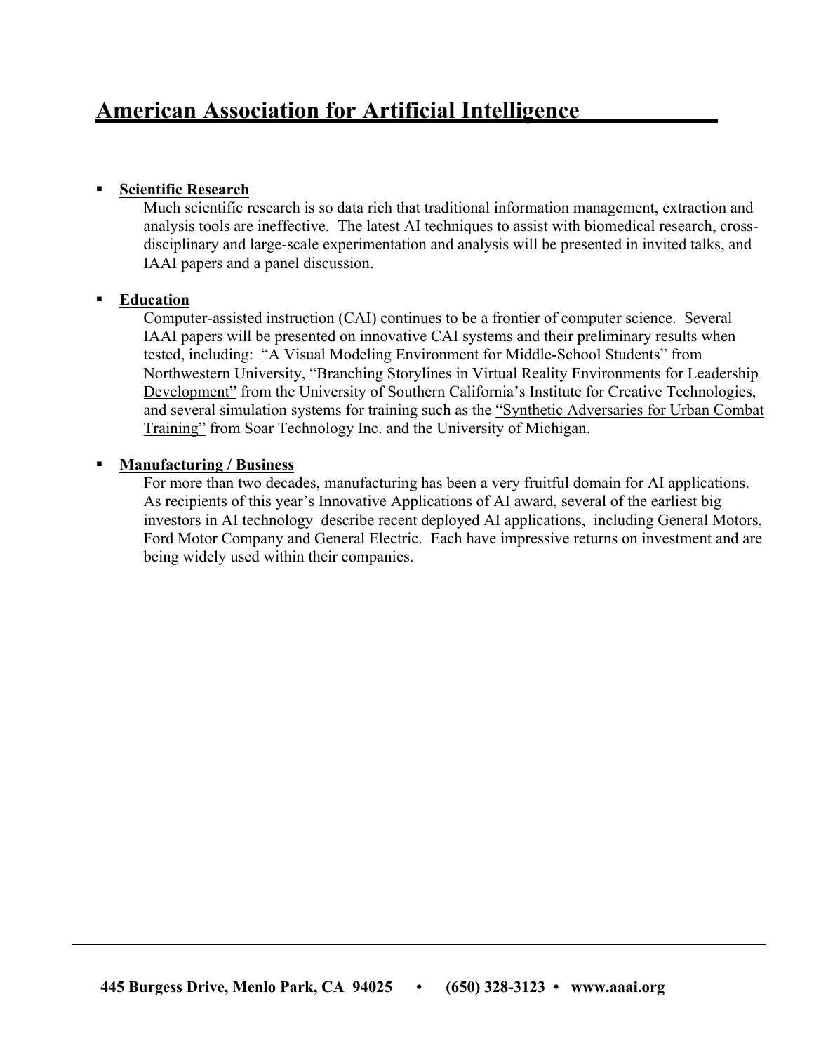# American Association for Artificial Intelligence

- **Scientific Research**

  Much scientific research is so data rich that traditional information management, extraction and analysis tools are ineffective. The latest AI techniques to assist with biomedical research, cross-disciplinary and large-scale experimentation and analysis will be presented in invited talks, and IAAI papers and a panel discussion.

- **Education**

  Computer-assisted instruction (CAI) continues to be a frontier of computer science. Several IAAI papers will be presented on innovative CAI systems and their preliminary results when tested, including: "A Visual Modeling Environment for Middle-School Students" from Northwestern University, "Branching Storylines in Virtual Reality Environments for Leadership Development" from the University of Southern California's Institute for Creative Technologies, and several simulation systems for training such as the "Synthetic Adversaries for Urban Combat Training" from Soar Technology Inc. and the University of Michigan.

- **Manufacturing / Business**

  For more than two decades, manufacturing has been a very fruitful domain for AI applications. As recipients of this year's Innovative Applications of AI award, several of the earliest big investors in AI technology describe recent deployed AI applications, including General Motors, Ford Motor Company and General Electric. Each have impressive returns on investment and are being widely used within their companies.

**445 Burgess Drive, Menlo Park, CA 94025 • (650) 328-3123 • www.aaai.org**